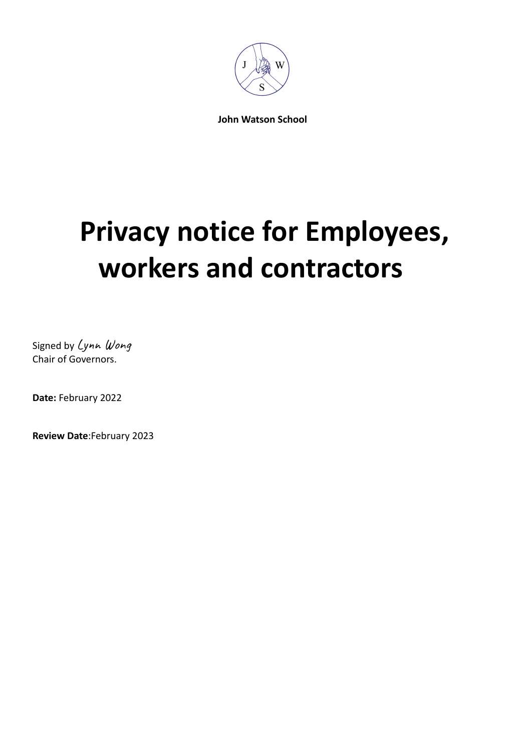**John Watson School**

# Privacy notice for Employees, workers and contractors

Signed by Lynn Wong
Chair of Governors.

**Date:** February 2022

**Review Date**:February 2023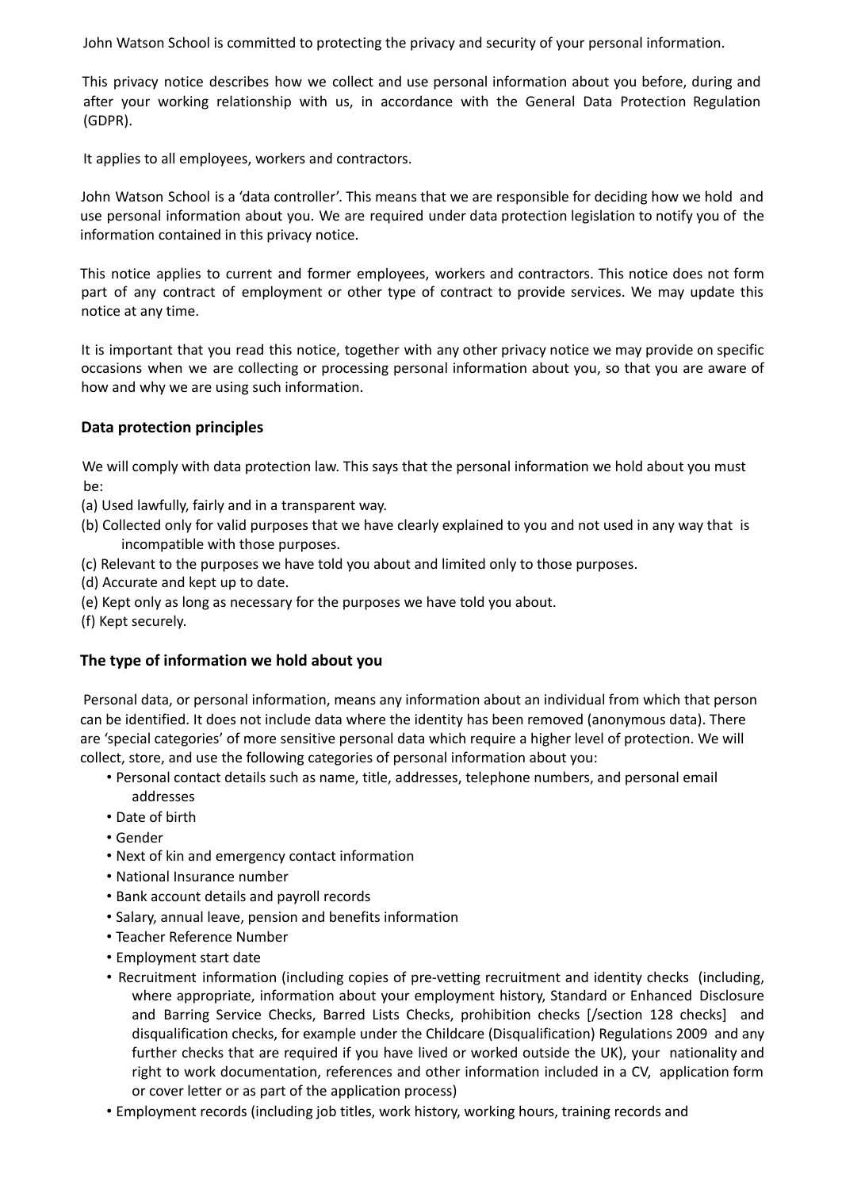John Watson School is committed to protecting the privacy and security of your personal information.

This privacy notice describes how we collect and use personal information about you before, during and after your working relationship with us, in accordance with the General Data Protection Regulation (GDPR).

It applies to all employees, workers and contractors.

John Watson School is a 'data controller'. This means that we are responsible for deciding how we hold and use personal information about you. We are required under data protection legislation to notify you of the information contained in this privacy notice.

This notice applies to current and former employees, workers and contractors. This notice does not form part of any contract of employment or other type of contract to provide services. We may update this notice at any time.

It is important that you read this notice, together with any other privacy notice we may provide on specific occasions when we are collecting or processing personal information about you, so that you are aware of how and why we are using such information.

## Data protection principles

We will comply with data protection law. This says that the personal information we hold about you must be:

(a) Used lawfully, fairly and in a transparent way.

(b) Collected only for valid purposes that we have clearly explained to you and not used in any way that is incompatible with those purposes.

(c) Relevant to the purposes we have told you about and limited only to those purposes.

(d) Accurate and kept up to date.

(e) Kept only as long as necessary for the purposes we have told you about.

(f) Kept securely.

## The type of information we hold about you

Personal data, or personal information, means any information about an individual from which that person can be identified. It does not include data where the identity has been removed (anonymous data). There are 'special categories' of more sensitive personal data which require a higher level of protection. We will collect, store, and use the following categories of personal information about you:

- Personal contact details such as name, title, addresses, telephone numbers, and personal email addresses
- Date of birth
- Gender
- Next of kin and emergency contact information
- National Insurance number
- Bank account details and payroll records
- Salary, annual leave, pension and benefits information
- Teacher Reference Number
- Employment start date
- Recruitment information (including copies of pre-vetting recruitment and identity checks (including, where appropriate, information about your employment history, Standard or Enhanced Disclosure and Barring Service Checks, Barred Lists Checks, prohibition checks [/section 128 checks] and disqualification checks, for example under the Childcare (Disqualification) Regulations 2009 and any further checks that are required if you have lived or worked outside the UK), your nationality and right to work documentation, references and other information included in a CV, application form or cover letter or as part of the application process)
- Employment records (including job titles, work history, working hours, training records and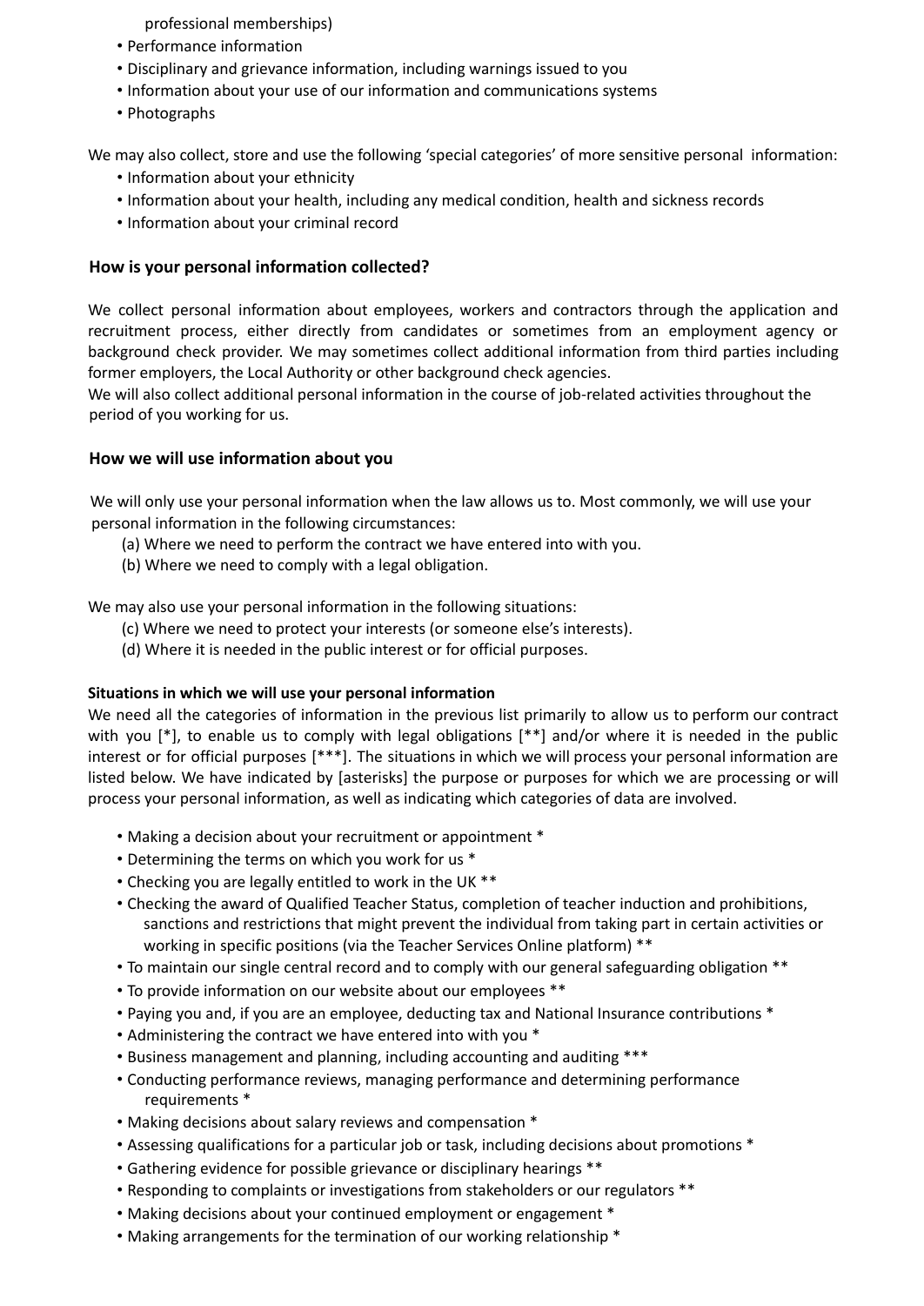professional memberships)

- Performance information
- Disciplinary and grievance information, including warnings issued to you
- Information about your use of our information and communications systems
- Photographs

We may also collect, store and use the following 'special categories' of more sensitive personal information:

- Information about your ethnicity
- Information about your health, including any medical condition, health and sickness records
- Information about your criminal record

## How is your personal information collected?

We collect personal information about employees, workers and contractors through the application and recruitment process, either directly from candidates or sometimes from an employment agency or background check provider. We may sometimes collect additional information from third parties including former employers, the Local Authority or other background check agencies.
We will also collect additional personal information in the course of job-related activities throughout the period of you working for us.

## How we will use information about you

We will only use your personal information when the law allows us to. Most commonly, we will use your personal information in the following circumstances:

(a) Where we need to perform the contract we have entered into with you.
(b) Where we need to comply with a legal obligation.

We may also use your personal information in the following situations:

(c) Where we need to protect your interests (or someone else's interests).
(d) Where it is needed in the public interest or for official purposes.

### Situations in which we will use your personal information

We need all the categories of information in the previous list primarily to allow us to perform our contract with you [*], to enable us to comply with legal obligations [**] and/or where it is needed in the public interest or for official purposes [***]. The situations in which we will process your personal information are listed below. We have indicated by [asterisks] the purpose or purposes for which we are processing or will process your personal information, as well as indicating which categories of data are involved.

- Making a decision about your recruitment or appointment *
- Determining the terms on which you work for us *
- Checking you are legally entitled to work in the UK **
- Checking the award of Qualified Teacher Status, completion of teacher induction and prohibitions, sanctions and restrictions that might prevent the individual from taking part in certain activities or working in specific positions (via the Teacher Services Online platform) **
- To maintain our single central record and to comply with our general safeguarding obligation **
- To provide information on our website about our employees **
- Paying you and, if you are an employee, deducting tax and National Insurance contributions *
- Administering the contract we have entered into with you *
- Business management and planning, including accounting and auditing ***
- Conducting performance reviews, managing performance and determining performance requirements *
- Making decisions about salary reviews and compensation *
- Assessing qualifications for a particular job or task, including decisions about promotions *
- Gathering evidence for possible grievance or disciplinary hearings **
- Responding to complaints or investigations from stakeholders or our regulators **
- Making decisions about your continued employment or engagement *
- Making arrangements for the termination of our working relationship *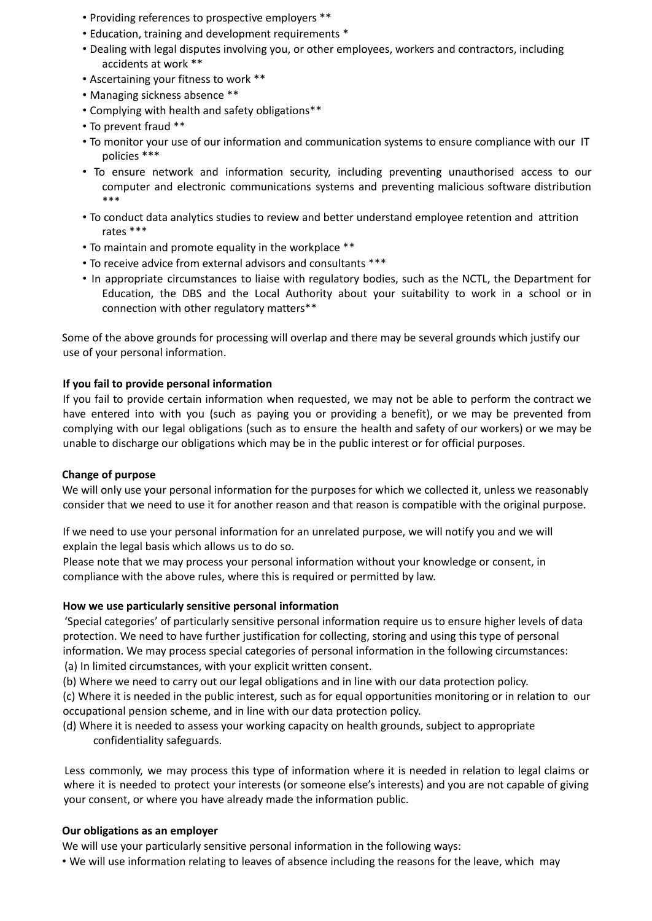- Providing references to prospective employers **
- Education, training and development requirements *
- Dealing with legal disputes involving you, or other employees, workers and contractors, including accidents at work **
- Ascertaining your fitness to work **
- Managing sickness absence **
- Complying with health and safety obligations**
- To prevent fraud **
- To monitor your use of our information and communication systems to ensure compliance with our IT policies ***
- To ensure network and information security, including preventing unauthorised access to our computer and electronic communications systems and preventing malicious software distribution ***
- To conduct data analytics studies to review and better understand employee retention and attrition rates ***
- To maintain and promote equality in the workplace **
- To receive advice from external advisors and consultants ***
- In appropriate circumstances to liaise with regulatory bodies, such as the NCTL, the Department for Education, the DBS and the Local Authority about your suitability to work in a school or in connection with other regulatory matters**

Some of the above grounds for processing will overlap and there may be several grounds which justify our use of your personal information.

**If you fail to provide personal information**

If you fail to provide certain information when requested, we may not be able to perform the contract we have entered into with you (such as paying you or providing a benefit), or we may be prevented from complying with our legal obligations (such as to ensure the health and safety of our workers) or we may be unable to discharge our obligations which may be in the public interest or for official purposes.

**Change of purpose**

We will only use your personal information for the purposes for which we collected it, unless we reasonably consider that we need to use it for another reason and that reason is compatible with the original purpose.

If we need to use your personal information for an unrelated purpose, we will notify you and we will explain the legal basis which allows us to do so.

Please note that we may process your personal information without your knowledge or consent, in compliance with the above rules, where this is required or permitted by law.

**How we use particularly sensitive personal information**

'Special categories' of particularly sensitive personal information require us to ensure higher levels of data protection. We need to have further justification for collecting, storing and using this type of personal information. We may process special categories of personal information in the following circumstances:

(a) In limited circumstances, with your explicit written consent.

(b) Where we need to carry out our legal obligations and in line with our data protection policy.

(c) Where it is needed in the public interest, such as for equal opportunities monitoring or in relation to our occupational pension scheme, and in line with our data protection policy.

(d) Where it is needed to assess your working capacity on health grounds, subject to appropriate confidentiality safeguards.

Less commonly, we may process this type of information where it is needed in relation to legal claims or where it is needed to protect your interests (or someone else's interests) and you are not capable of giving your consent, or where you have already made the information public.

**Our obligations as an employer**

We will use your particularly sensitive personal information in the following ways:

- We will use information relating to leaves of absence including the reasons for the leave, which may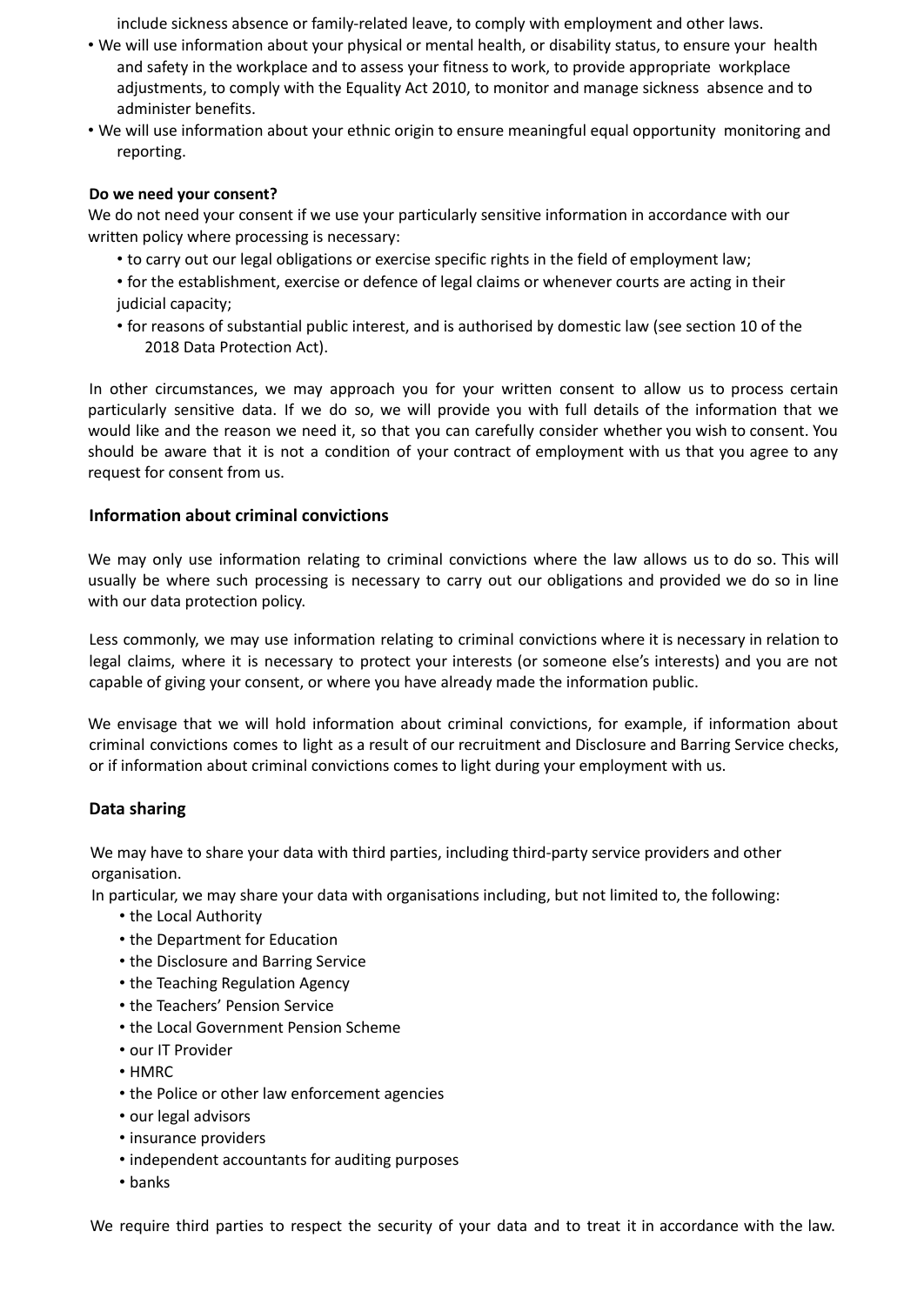include sickness absence or family-related leave, to comply with employment and other laws.

- We will use information about your physical or mental health, or disability status, to ensure your health and safety in the workplace and to assess your fitness to work, to provide appropriate workplace adjustments, to comply with the Equality Act 2010, to monitor and manage sickness absence and to administer benefits.
- We will use information about your ethnic origin to ensure meaningful equal opportunity monitoring and reporting.

**Do we need your consent?**

We do not need your consent if we use your particularly sensitive information in accordance with our written policy where processing is necessary:

- to carry out our legal obligations or exercise specific rights in the field of employment law;
- for the establishment, exercise or defence of legal claims or whenever courts are acting in their judicial capacity;
- for reasons of substantial public interest, and is authorised by domestic law (see section 10 of the 2018 Data Protection Act).

In other circumstances, we may approach you for your written consent to allow us to process certain particularly sensitive data. If we do so, we will provide you with full details of the information that we would like and the reason we need it, so that you can carefully consider whether you wish to consent. You should be aware that it is not a condition of your contract of employment with us that you agree to any request for consent from us.

## Information about criminal convictions

We may only use information relating to criminal convictions where the law allows us to do so. This will usually be where such processing is necessary to carry out our obligations and provided we do so in line with our data protection policy.

Less commonly, we may use information relating to criminal convictions where it is necessary in relation to legal claims, where it is necessary to protect your interests (or someone else's interests) and you are not capable of giving your consent, or where you have already made the information public.

We envisage that we will hold information about criminal convictions, for example, if information about criminal convictions comes to light as a result of our recruitment and Disclosure and Barring Service checks, or if information about criminal convictions comes to light during your employment with us.

## Data sharing

We may have to share your data with third parties, including third-party service providers and other organisation.

In particular, we may share your data with organisations including, but not limited to, the following:

- the Local Authority
- the Department for Education
- the Disclosure and Barring Service
- the Teaching Regulation Agency
- the Teachers' Pension Service
- the Local Government Pension Scheme
- our IT Provider
- HMRC
- the Police or other law enforcement agencies
- our legal advisors
- insurance providers
- independent accountants for auditing purposes
- banks

We require third parties to respect the security of your data and to treat it in accordance with the law.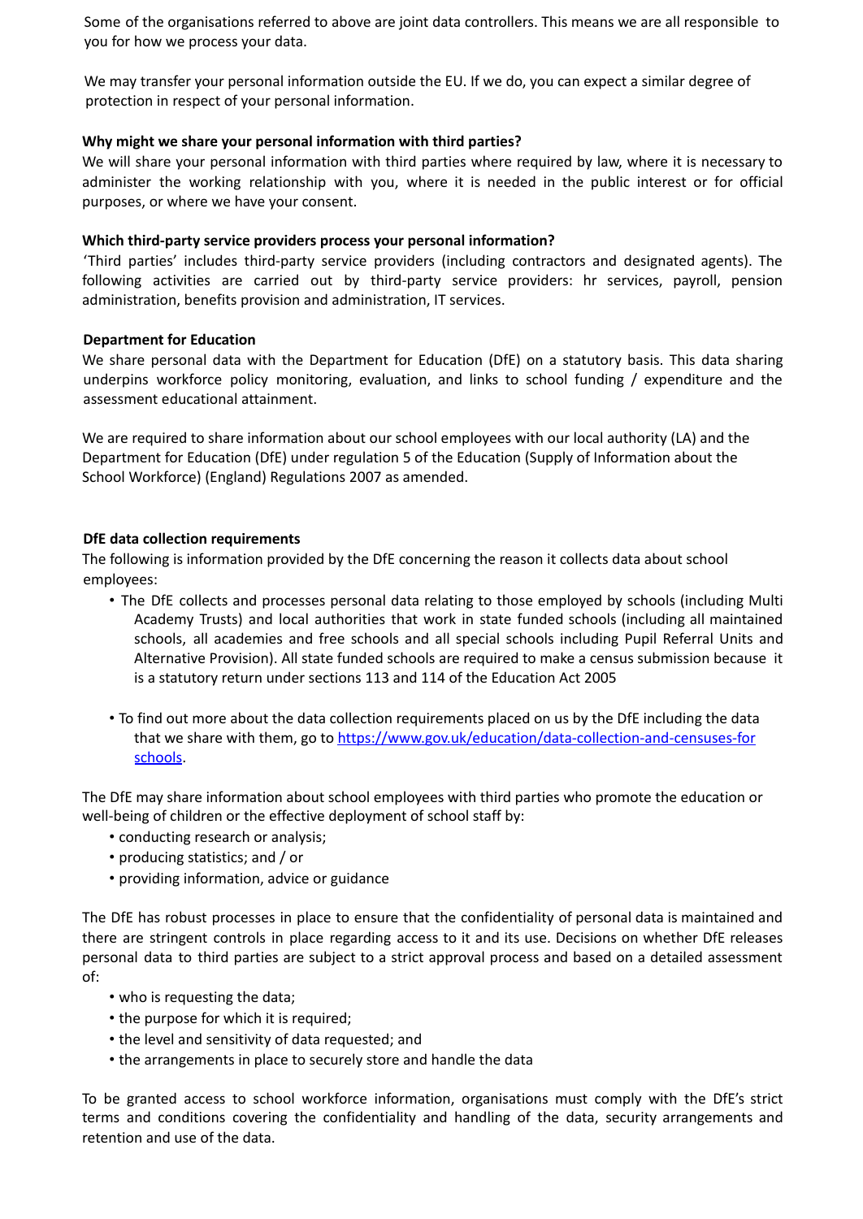Some of the organisations referred to above are joint data controllers. This means we are all responsible to you for how we process your data.

We may transfer your personal information outside the EU. If we do, you can expect a similar degree of protection in respect of your personal information.

**Why might we share your personal information with third parties?**

We will share your personal information with third parties where required by law, where it is necessary to administer the working relationship with you, where it is needed in the public interest or for official purposes, or where we have your consent.

**Which third-party service providers process your personal information?**

'Third parties' includes third-party service providers (including contractors and designated agents). The following activities are carried out by third-party service providers: hr services, payroll, pension administration, benefits provision and administration, IT services.

**Department for Education**

We share personal data with the Department for Education (DfE) on a statutory basis. This data sharing underpins workforce policy monitoring, evaluation, and links to school funding / expenditure and the assessment educational attainment.

We are required to share information about our school employees with our local authority (LA) and the Department for Education (DfE) under regulation 5 of the Education (Supply of Information about the School Workforce) (England) Regulations 2007 as amended.

**DfE data collection requirements**

The following is information provided by the DfE concerning the reason it collects data about school employees:

- The DfE collects and processes personal data relating to those employed by schools (including Multi Academy Trusts) and local authorities that work in state funded schools (including all maintained schools, all academies and free schools and all special schools including Pupil Referral Units and Alternative Provision). All state funded schools are required to make a census submission because it is a statutory return under sections 113 and 114 of the Education Act 2005
- To find out more about the data collection requirements placed on us by the DfE including the data that we share with them, go to [https://www.gov.uk/education/data-collection-and-censuses-for schools](https://www.gov.uk/education/data-collection-and-censuses-for-schools).

The DfE may share information about school employees with third parties who promote the education or well-being of children or the effective deployment of school staff by:

- conducting research or analysis;
- producing statistics; and / or
- providing information, advice or guidance

The DfE has robust processes in place to ensure that the confidentiality of personal data is maintained and there are stringent controls in place regarding access to it and its use. Decisions on whether DfE releases personal data to third parties are subject to a strict approval process and based on a detailed assessment of:

- who is requesting the data;
- the purpose for which it is required;
- the level and sensitivity of data requested; and
- the arrangements in place to securely store and handle the data

To be granted access to school workforce information, organisations must comply with the DfE's strict terms and conditions covering the confidentiality and handling of the data, security arrangements and retention and use of the data.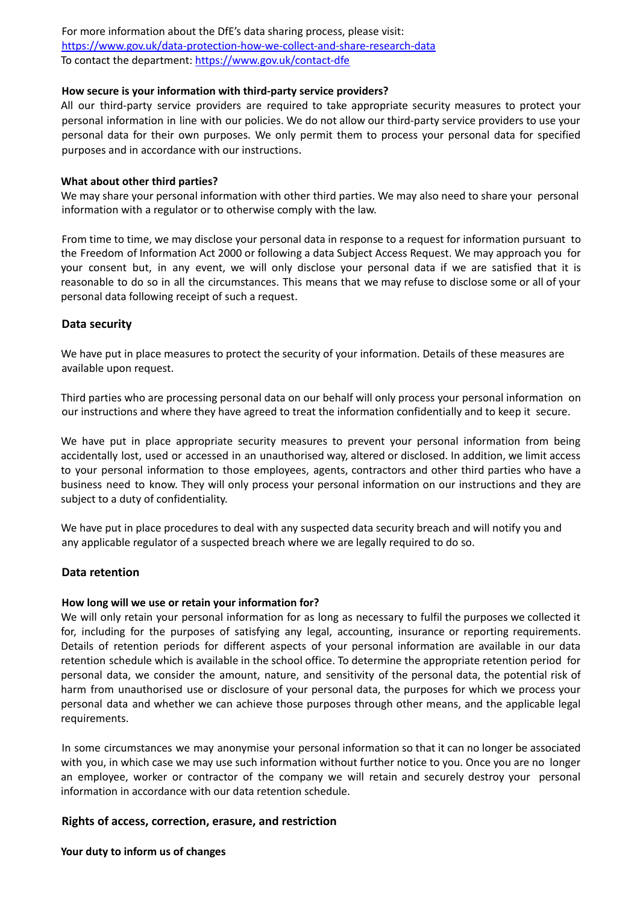For more information about the DfE's data sharing process, please visit: [https://www.gov.uk/data-protection-how-we-collect-and-share-research-data](https://www.gov.uk/data-protection-how-we-collect-and-share-research-data)
To contact the department: [https://www.gov.uk/contact-dfe](https://www.gov.uk/contact-dfe)

**How secure is your information with third-party service providers?**

All our third-party service providers are required to take appropriate security measures to protect your personal information in line with our policies. We do not allow our third-party service providers to use your personal data for their own purposes. We only permit them to process your personal data for specified purposes and in accordance with our instructions.

**What about other third parties?**

We may share your personal information with other third parties. We may also need to share your personal information with a regulator or to otherwise comply with the law.

From time to time, we may disclose your personal data in response to a request for information pursuant to the Freedom of Information Act 2000 or following a data Subject Access Request. We may approach you for your consent but, in any event, we will only disclose your personal data if we are satisfied that it is reasonable to do so in all the circumstances. This means that we may refuse to disclose some or all of your personal data following receipt of such a request.

## Data security

We have put in place measures to protect the security of your information. Details of these measures are available upon request.

Third parties who are processing personal data on our behalf will only process your personal information on our instructions and where they have agreed to treat the information confidentially and to keep it secure.

We have put in place appropriate security measures to prevent your personal information from being accidentally lost, used or accessed in an unauthorised way, altered or disclosed. In addition, we limit access to your personal information to those employees, agents, contractors and other third parties who have a business need to know. They will only process your personal information on our instructions and they are subject to a duty of confidentiality.

We have put in place procedures to deal with any suspected data security breach and will notify you and any applicable regulator of a suspected breach where we are legally required to do so.

## Data retention

**How long will we use or retain your information for?**

We will only retain your personal information for as long as necessary to fulfil the purposes we collected it for, including for the purposes of satisfying any legal, accounting, insurance or reporting requirements. Details of retention periods for different aspects of your personal information are available in our data retention schedule which is available in the school office. To determine the appropriate retention period for personal data, we consider the amount, nature, and sensitivity of the personal data, the potential risk of harm from unauthorised use or disclosure of your personal data, the purposes for which we process your personal data and whether we can achieve those purposes through other means, and the applicable legal requirements.

In some circumstances we may anonymise your personal information so that it can no longer be associated with you, in which case we may use such information without further notice to you. Once you are no longer an employee, worker or contractor of the company we will retain and securely destroy your personal information in accordance with our data retention schedule.

## Rights of access, correction, erasure, and restriction

**Your duty to inform us of changes**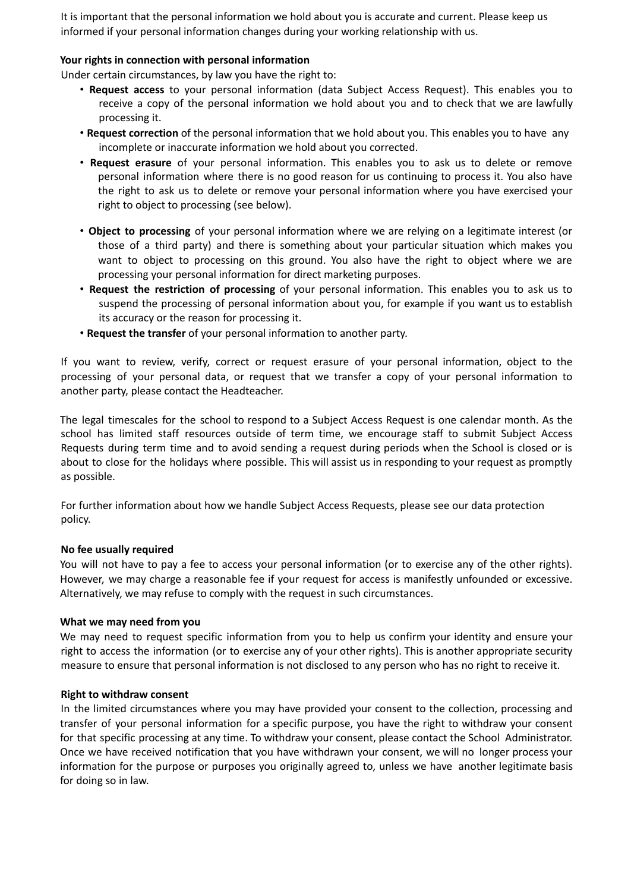It is important that the personal information we hold about you is accurate and current. Please keep us informed if your personal information changes during your working relationship with us.

**Your rights in connection with personal information**

Under certain circumstances, by law you have the right to:

- **Request access** to your personal information (data Subject Access Request). This enables you to receive a copy of the personal information we hold about you and to check that we are lawfully processing it.
- **Request correction** of the personal information that we hold about you. This enables you to have any incomplete or inaccurate information we hold about you corrected.
- **Request erasure** of your personal information. This enables you to ask us to delete or remove personal information where there is no good reason for us continuing to process it. You also have the right to ask us to delete or remove your personal information where you have exercised your right to object to processing (see below).
- **Object to processing** of your personal information where we are relying on a legitimate interest (or those of a third party) and there is something about your particular situation which makes you want to object to processing on this ground. You also have the right to object where we are processing your personal information for direct marketing purposes.
- **Request the restriction of processing** of your personal information. This enables you to ask us to suspend the processing of personal information about you, for example if you want us to establish its accuracy or the reason for processing it.
- **Request the transfer** of your personal information to another party.

If you want to review, verify, correct or request erasure of your personal information, object to the processing of your personal data, or request that we transfer a copy of your personal information to another party, please contact the Headteacher.

The legal timescales for the school to respond to a Subject Access Request is one calendar month. As the school has limited staff resources outside of term time, we encourage staff to submit Subject Access Requests during term time and to avoid sending a request during periods when the School is closed or is about to close for the holidays where possible. This will assist us in responding to your request as promptly as possible.

For further information about how we handle Subject Access Requests, please see our data protection policy.

**No fee usually required**

You will not have to pay a fee to access your personal information (or to exercise any of the other rights). However, we may charge a reasonable fee if your request for access is manifestly unfounded or excessive. Alternatively, we may refuse to comply with the request in such circumstances.

**What we may need from you**

We may need to request specific information from you to help us confirm your identity and ensure your right to access the information (or to exercise any of your other rights). This is another appropriate security measure to ensure that personal information is not disclosed to any person who has no right to receive it.

**Right to withdraw consent**

In the limited circumstances where you may have provided your consent to the collection, processing and transfer of your personal information for a specific purpose, you have the right to withdraw your consent for that specific processing at any time. To withdraw your consent, please contact the School Administrator. Once we have received notification that you have withdrawn your consent, we will no longer process your information for the purpose or purposes you originally agreed to, unless we have another legitimate basis for doing so in law.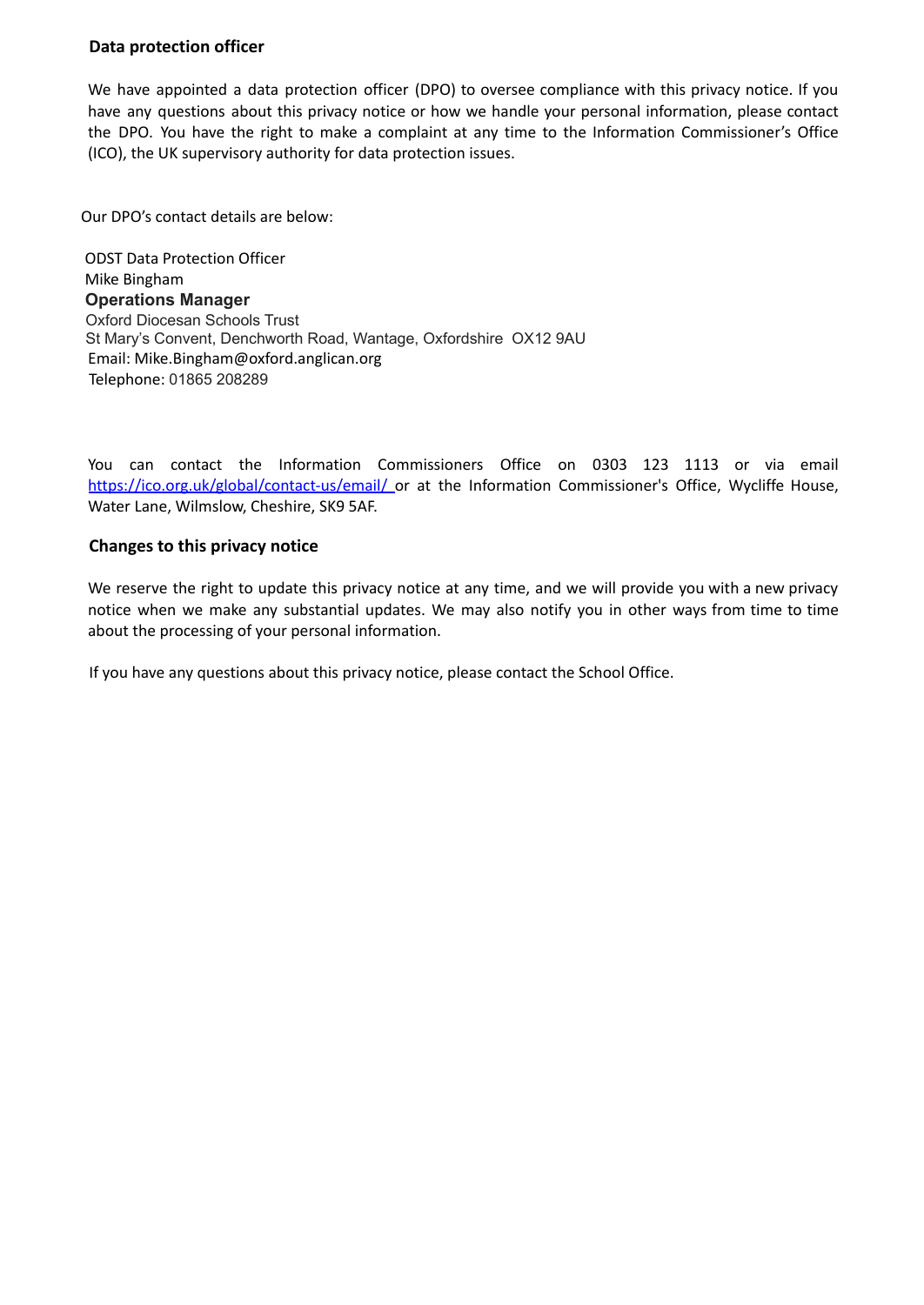## Data protection officer

We have appointed a data protection officer (DPO) to oversee compliance with this privacy notice. If you have any questions about this privacy notice or how we handle your personal information, please contact the DPO. You have the right to make a complaint at any time to the Information Commissioner's Office (ICO), the UK supervisory authority for data protection issues.

Our DPO's contact details are below:

ODST Data Protection Officer
Mike Bingham
**Operations Manager**
Oxford Diocesan Schools Trust
St Mary's Convent, Denchworth Road, Wantage, Oxfordshire  OX12 9AU
Email: Mike.Bingham@oxford.anglican.org
Telephone: 01865 208289

You can contact the Information Commissioners Office on 0303 123 1113 or via email [https://ico.org.uk/global/contact-us/email/](https://ico.org.uk/global/contact-us/email/) or at the Information Commissioner's Office, Wycliffe House, Water Lane, Wilmslow, Cheshire, SK9 5AF.

## Changes to this privacy notice

We reserve the right to update this privacy notice at any time, and we will provide you with a new privacy notice when we make any substantial updates. We may also notify you in other ways from time to time about the processing of your personal information.

If you have any questions about this privacy notice, please contact the School Office.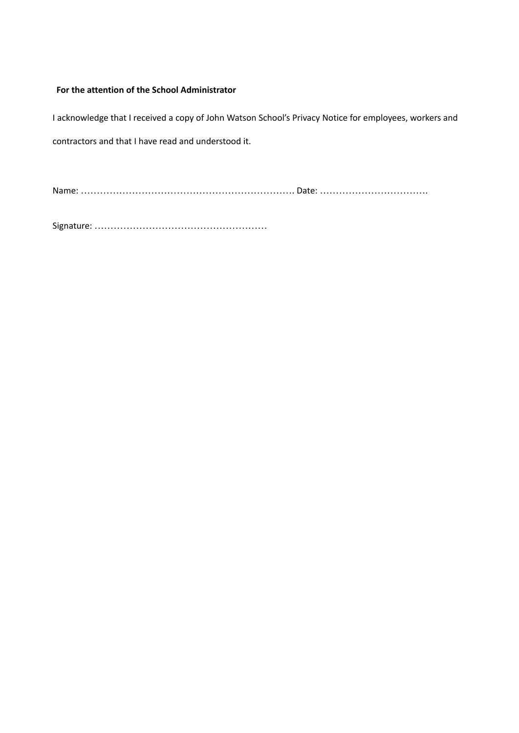**For the attention of the School Administrator**

I acknowledge that I received a copy of John Watson School's Privacy Notice for employees, workers and contractors and that I have read and understood it.

Name: ………………………………………………………… Date: ……………………………

Signature: ……………………………………………